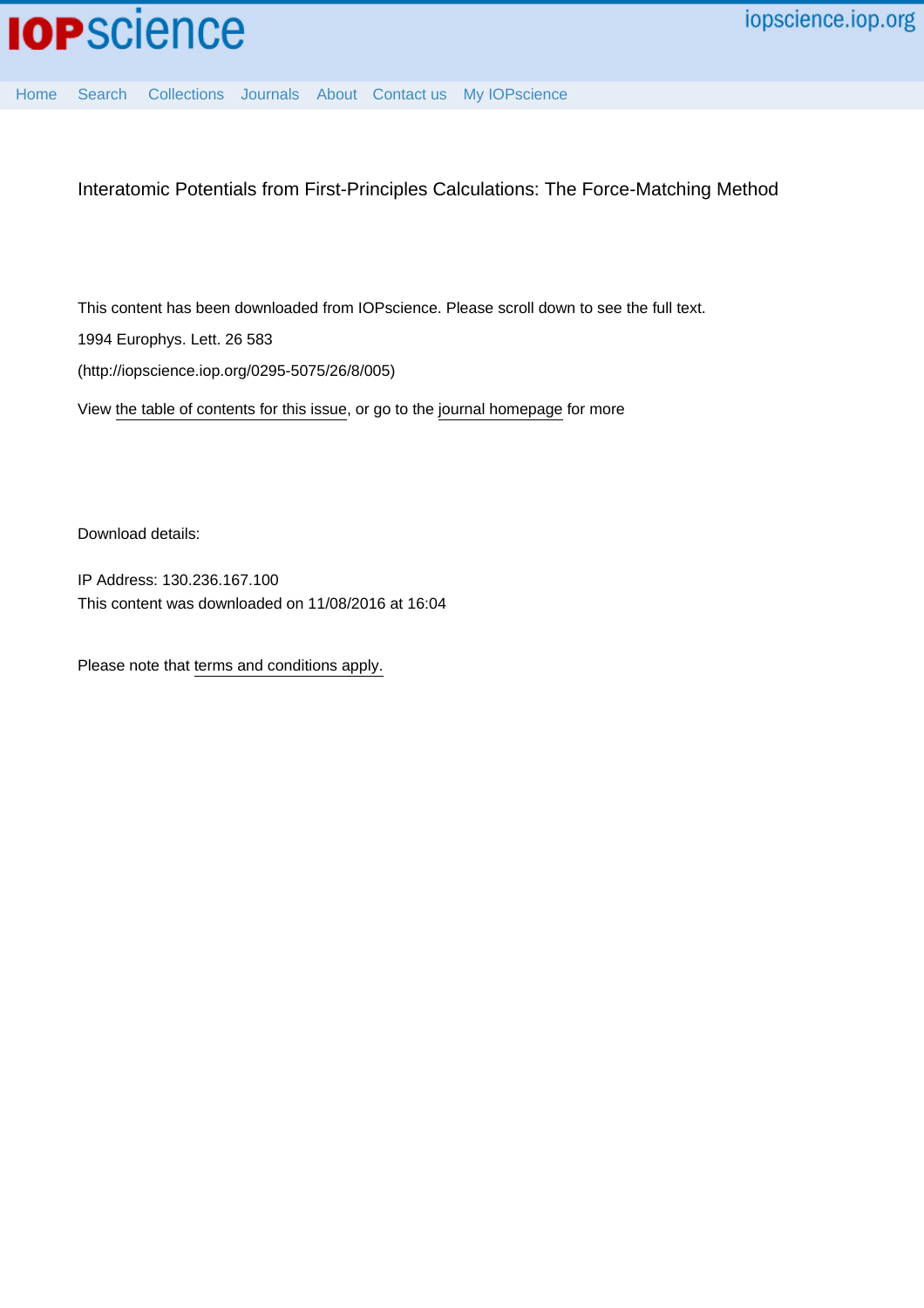iopscience.iop.org

Home Search Collections Journals About Contact us My IOPscience

# Interatomic Potentials from First-Principles Calculations: The Force-Matching Method

This content has been downloaded from IOPscience. Please scroll down to see the full text.

1994 Europhys. Lett. 26 583

(http://iopscience.iop.org/0295-5075/26/8/005)

View the table of contents for this issue, or go to the journal homepage for more

Download details:

IP Address: 130.236.167.100

This content was downloaded on 11/08/2016 at 16:04

Please note that terms and conditions apply.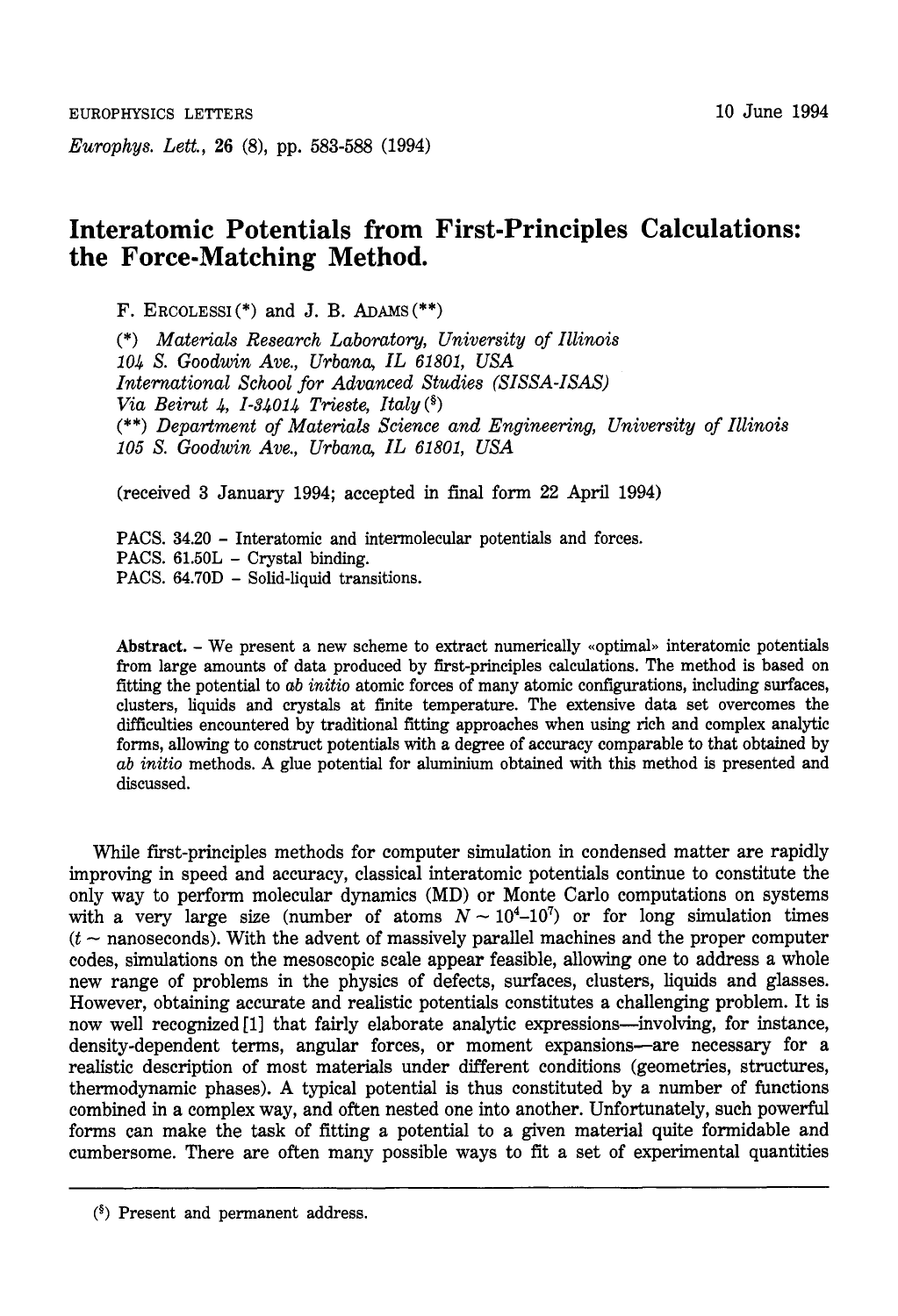# Interatomic Potentials from First-Principles Calculations: the Force-Matching Method.

F. ERCOLESSI(*) and J. B. ADAMS(**)

(*) *Materials Research Laboratory, University of Illinois*
*104 S. Goodwin Ave., Urbana, IL 61801, USA*
*International School for Advanced Studies (SISSA-ISAS)*
*Via Beirut 4, I-34014 Trieste, Italy* (§)
(**) *Department of Materials Science and Engineering, University of Illinois*
*105 S. Goodwin Ave., Urbana, IL 61801, USA*

(received 3 January 1994; accepted in final form 22 April 1994)

PACS. 34.20 – Interatomic and intermolecular potentials and forces.
PACS. 61.50L – Crystal binding.
PACS. 64.70D – Solid-liquid transitions.

**Abstract.** – We present a new scheme to extract numerically «optimal» interatomic potentials from large amounts of data produced by first-principles calculations. The method is based on fitting the potential to *ab initio* atomic forces of many atomic configurations, including surfaces, clusters, liquids and crystals at finite temperature. The extensive data set overcomes the difficulties encountered by traditional fitting approaches when using rich and complex analytic forms, allowing to construct potentials with a degree of accuracy comparable to that obtained by *ab initio* methods. A glue potential for aluminium obtained with this method is presented and discussed.

While first-principles methods for computer simulation in condensed matter are rapidly improving in speed and accuracy, classical interatomic potentials continue to constitute the only way to perform molecular dynamics (MD) or Monte Carlo computations on systems with a very large size (number of atoms $N \sim 10^4$–$10^7$) or for long simulation times ($t \sim$ nanoseconds). With the advent of massively parallel machines and the proper computer codes, simulations on the mesoscopic scale appear feasible, allowing one to address a whole new range of problems in the physics of defects, surfaces, clusters, liquids and glasses. However, obtaining accurate and realistic potentials constitutes a challenging problem. It is now well recognized [1] that fairly elaborate analytic expressions—involving, for instance, density-dependent terms, angular forces, or moment expansions—are necessary for a realistic description of most materials under different conditions (geometries, structures, thermodynamic phases). A typical potential is thus constituted by a number of functions combined in a complex way, and often nested one into another. Unfortunately, such powerful forms can make the task of fitting a potential to a given material quite formidable and cumbersome. There are often many possible ways to fit a set of experimental quantities

(§) Present and permanent address.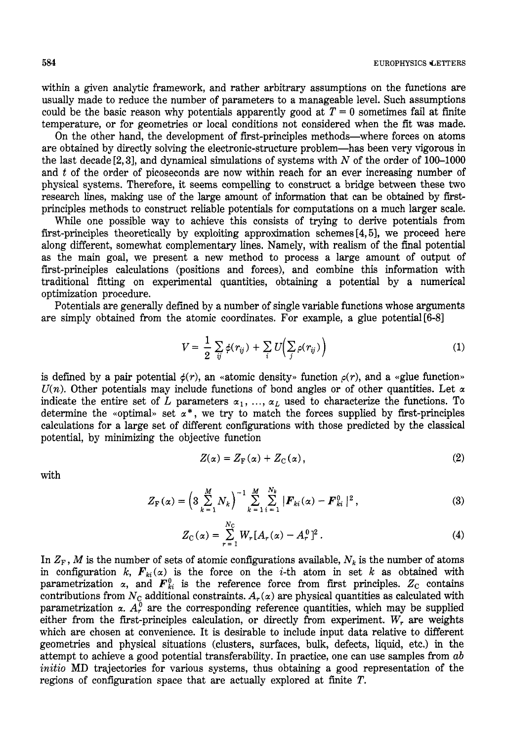within a given analytic framework, and rather arbitrary assumptions on the functions are usually made to reduce the number of parameters to a manageable level. Such assumptions could be the basic reason why potentials apparently good at $T = 0$ sometimes fail at finite temperature, or for geometries or local conditions not considered when the fit was made.

On the other hand, the development of first-principles methods—where forces on atoms are obtained by directly solving the electronic-structure problem—has been very vigorous in the last decade [2, 3], and dynamical simulations of systems with $N$ of the order of 100–1000 and $t$ of the order of picoseconds are now within reach for an ever increasing number of physical systems. Therefore, it seems compelling to construct a bridge between these two research lines, making use of the large amount of information that can be obtained by first-principles methods to construct reliable potentials for computations on a much larger scale.

While one possible way to achieve this consists of trying to derive potentials from first-principles theoretically by exploiting approximation schemes [4, 5], we proceed here along different, somewhat complementary lines. Namely, with realism of the final potential as the main goal, we present a new method to process a large amount of output of first-principles calculations (positions and forces), and combine this information with traditional fitting on experimental quantities, obtaining a potential by a numerical optimization procedure.

Potentials are generally defined by a number of single variable functions whose arguments are simply obtained from the atomic coordinates. For example, a glue potential [6-8]

$$V = \frac{1}{2}\sum_{ij}\phi(r_{ij}) + \sum_i U\Big(\sum_j \rho(r_{ij})\Big) \tag{1}$$

is defined by a pair potential $\phi(r)$, an «atomic density» function $\rho(r)$, and a «glue function» $U(n)$. Other potentials may include functions of bond angles or of other quantities. Let $\alpha$ indicate the entire set of $L$ parameters $\alpha_1, \ldots, \alpha_L$ used to characterize the functions. To determine the «optimal» set $\alpha^*$, we try to match the forces supplied by first-principles calculations for a large set of different configurations with those predicted by the classical potential, by minimizing the objective function

$$Z(\alpha) = Z_F(\alpha) + Z_C(\alpha), \tag{2}$$

with

$$Z_F(\alpha) = \Big(3\sum_{k=1}^{M} N_k\Big)^{-1} \sum_{k=1}^{M}\sum_{i=1}^{N_k} |\boldsymbol{F}_{ki}(\alpha) - \boldsymbol{F}_{ki}^0|^2, \tag{3}$$

$$Z_C(\alpha) = \sum_{r=1}^{N_C} W_r[A_r(\alpha) - A_r^0]^2. \tag{4}$$

In $Z_F$, $M$ is the number of sets of atomic configurations available, $N_k$ is the number of atoms in configuration $k$, $\boldsymbol{F}_{ki}(\alpha)$ is the force on the $i$-th atom in set $k$ as obtained with parametrization $\alpha$, and $\boldsymbol{F}_{ki}^0$ is the reference force from first principles. $Z_C$ contains contributions from $N_C$ additional constraints. $A_r(\alpha)$ are physical quantities as calculated with parametrization $\alpha$. $A_r^0$ are the corresponding reference quantities, which may be supplied either from the first-principles calculation, or directly from experiment. $W_r$ are weights which are chosen at convenience. It is desirable to include input data relative to different geometries and physical situations (clusters, surfaces, bulk, defects, liquid, etc.) in the attempt to achieve a good potential transferability. In practice, one can use samples from *ab initio* MD trajectories for various systems, thus obtaining a good representation of the regions of configuration space that are actually explored at finite $T$.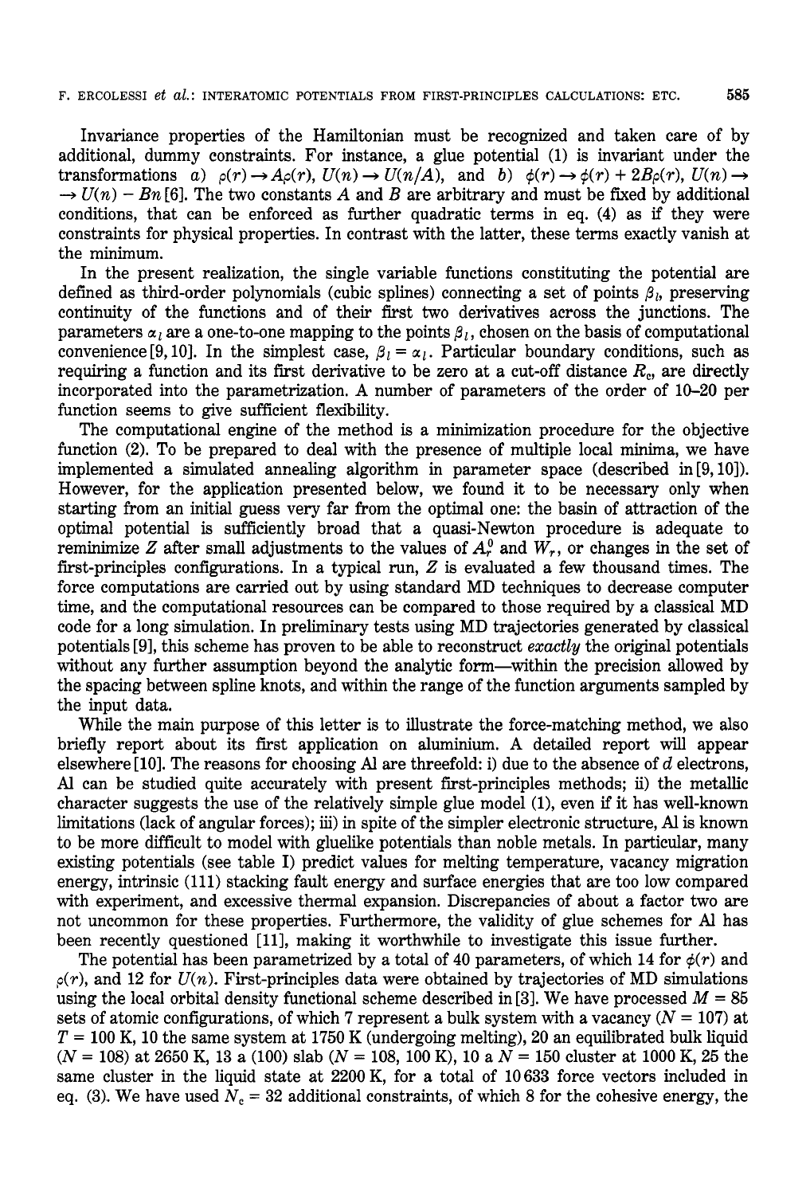Invariance properties of the Hamiltonian must be recognized and taken care of by additional, dummy constraints. For instance, a glue potential (1) is invariant under the transformations *a*) $\rho(r) \rightarrow A\rho(r)$, $U(n) \rightarrow U(n/A)$, and *b*) $\phi(r) \rightarrow \phi(r) + 2B\rho(r)$, $U(n) \rightarrow U(n) - Bn$ [6]. The two constants $A$ and $B$ are arbitrary and must be fixed by additional conditions, that can be enforced as further quadratic terms in eq. (4) as if they were constraints for physical properties. In contrast with the latter, these terms exactly vanish at the minimum.

In the present realization, the single variable functions constituting the potential are defined as third-order polynomials (cubic splines) connecting a set of points $\beta_l$, preserving continuity of the functions and of their first two derivatives across the junctions. The parameters $\alpha_l$ are a one-to-one mapping to the points $\beta_l$, chosen on the basis of computational convenience [9, 10]. In the simplest case, $\beta_l = \alpha_l$. Particular boundary conditions, such as requiring a function and its first derivative to be zero at a cut-off distance $R_c$, are directly incorporated into the parametrization. A number of parameters of the order of 10–20 per function seems to give sufficient flexibility.

The computational engine of the method is a minimization procedure for the objective function (2). To be prepared to deal with the presence of multiple local minima, we have implemented a simulated annealing algorithm in parameter space (described in [9, 10]). However, for the application presented below, we found it to be necessary only when starting from an initial guess very far from the optimal one: the basin of attraction of the optimal potential is sufficiently broad that a quasi-Newton procedure is adequate to reminimize $Z$ after small adjustments to the values of $A_r^0$ and $W_r$, or changes in the set of first-principles configurations. In a typical run, $Z$ is evaluated a few thousand times. The force computations are carried out by using standard MD techniques to decrease computer time, and the computational resources can be compared to those required by a classical MD code for a long simulation. In preliminary tests using MD trajectories generated by classical potentials [9], this scheme has proven to be able to reconstruct *exactly* the original potentials without any further assumption beyond the analytic form—within the precision allowed by the spacing between spline knots, and within the range of the function arguments sampled by the input data.

While the main purpose of this letter is to illustrate the force-matching method, we also briefly report about its first application on aluminium. A detailed report will appear elsewhere [10]. The reasons for choosing Al are threefold: i) due to the absence of $d$ electrons, Al can be studied quite accurately with present first-principles methods; ii) the metallic character suggests the use of the relatively simple glue model (1), even if it has well-known limitations (lack of angular forces); iii) in spite of the simpler electronic structure, Al is known to be more difficult to model with gluelike potentials than noble metals. In particular, many existing potentials (see table I) predict values for melting temperature, vacancy migration energy, intrinsic (111) stacking fault energy and surface energies that are too low compared with experiment, and excessive thermal expansion. Discrepancies of about a factor two are not uncommon for these properties. Furthermore, the validity of glue schemes for Al has been recently questioned [11], making it worthwhile to investigate this issue further.

The potential has been parametrized by a total of 40 parameters, of which 14 for $\phi(r)$ and $\rho(r)$, and 12 for $U(n)$. First-principles data were obtained by trajectories of MD simulations using the local orbital density functional scheme described in [3]. We have processed $M = 85$ sets of atomic configurations, of which 7 represent a bulk system with a vacancy ($N = 107$) at $T = 100$ K, 10 the same system at 1750 K (undergoing melting), 20 an equilibrated bulk liquid ($N = 108$) at 2650 K, 13 a (100) slab ($N = 108$, 100 K), 10 a $N = 150$ cluster at 1000 K, 25 the same cluster in the liquid state at 2200 K, for a total of 10 633 force vectors included in eq. (3). We have used $N_c = 32$ additional constraints, of which 8 for the cohesive energy, the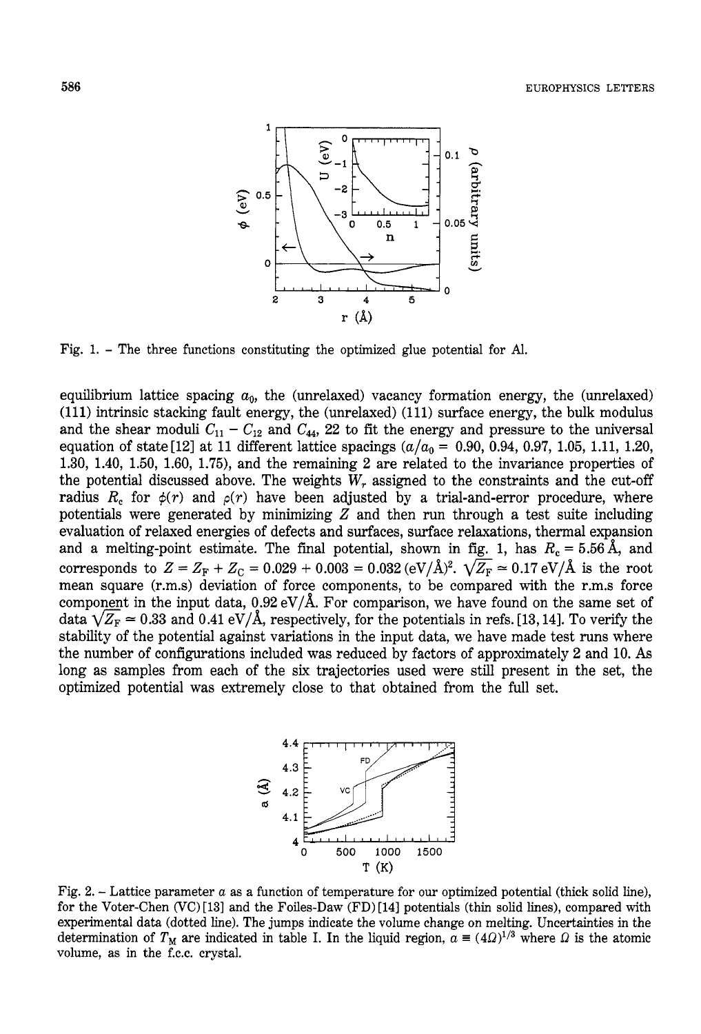Fig. 1. – The three functions constituting the optimized glue potential for Al.

equilibrium lattice spacing $a_0$, the (unrelaxed) vacancy formation energy, the (unrelaxed) (111) intrinsic stacking fault energy, the (unrelaxed) (111) surface energy, the bulk modulus and the shear moduli $C_{11} - C_{12}$ and $C_{44}$, 22 to fit the energy and pressure to the universal equation of state [12] at 11 different lattice spacings ($a/a_0$ = 0.90, 0.94, 0.97, 1.05, 1.11, 1.20, 1.30, 1.40, 1.50, 1.60, 1.75), and the remaining 2 are related to the invariance properties of the potential discussed above. The weights $W_r$ assigned to the constraints and the cut-off radius $R_c$ for $\phi(r)$ and $\rho(r)$ have been adjusted by a trial-and-error procedure, where potentials were generated by minimizing $Z$ and then run through a test suite including evaluation of relaxed energies of defects and surfaces, surface relaxations, thermal expansion and a melting-point estimate. The final potential, shown in fig. 1, has $R_c = 5.56$ Å, and corresponds to $Z = Z_F + Z_C = 0.029 + 0.003 = 0.032\ (\text{eV/Å})^2$. $\sqrt{Z_F} \simeq 0.17$ eV/Å is the root mean square (r.m.s) deviation of force components, to be compared with the r.m.s force component in the input data, 0.92 eV/Å. For comparison, we have found on the same set of data $\sqrt{Z_F} \simeq 0.33$ and 0.41 eV/Å, respectively, for the potentials in refs. [13, 14]. To verify the stability of the potential against variations in the input data, we have made test runs where the number of configurations included was reduced by factors of approximately 2 and 10. As long as samples from each of the six trajectories used were still present in the set, the optimized potential was extremely close to that obtained from the full set.

Fig. 2. – Lattice parameter $a$ as a function of temperature for our optimized potential (thick solid line), for the Voter-Chen (VC) [13] and the Foiles-Daw (FD) [14] potentials (thin solid lines), compared with experimental data (dotted line). The jumps indicate the volume change on melting. Uncertainties in the determination of $T_M$ are indicated in table I. In the liquid region, $a \equiv (4\Omega)^{1/3}$ where $\Omega$ is the atomic volume, as in the f.c.c. crystal.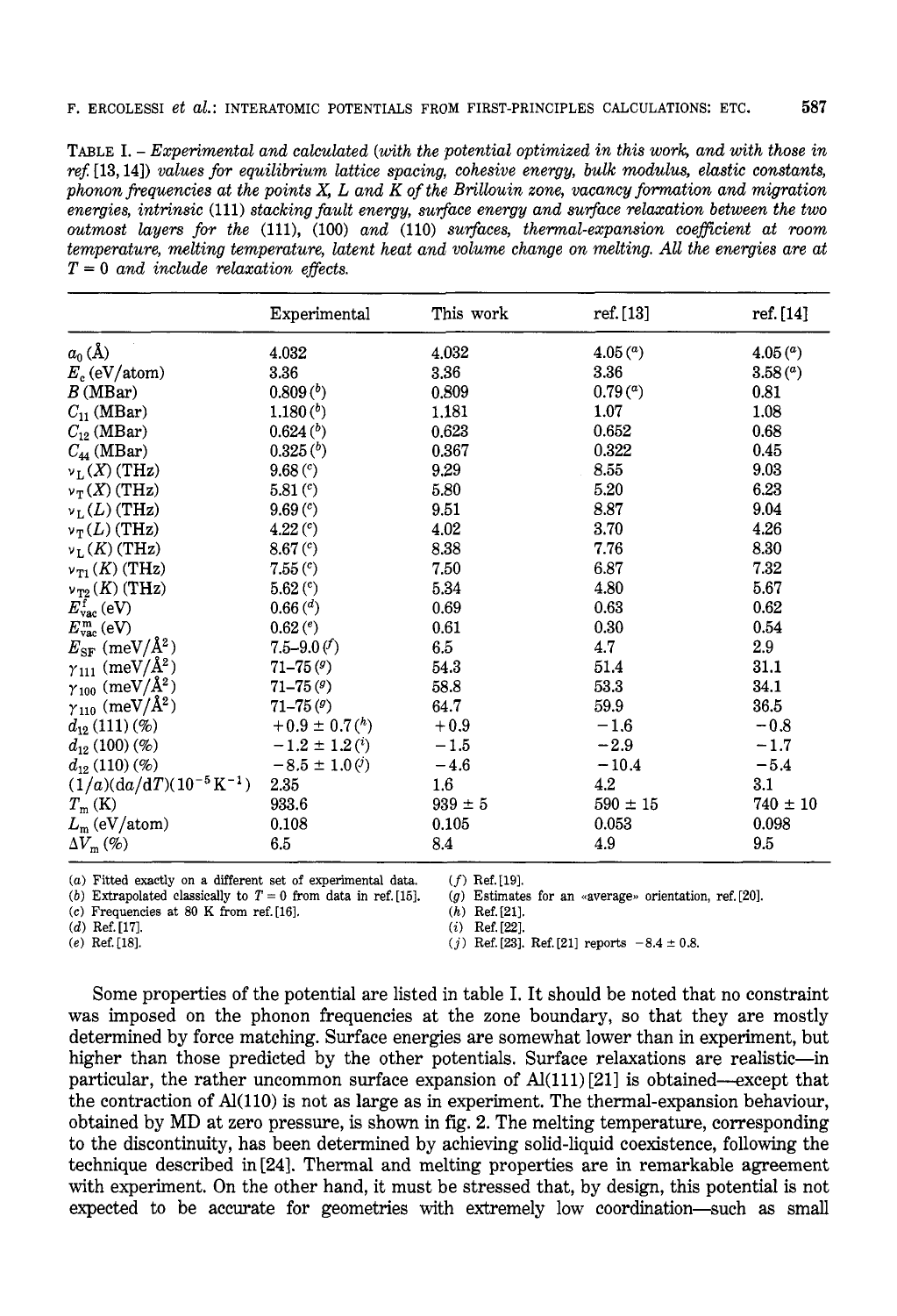TABLE I. – *Experimental and calculated (with the potential optimized in this work, and with those in ref. [13, 14]) values for equilibrium lattice spacing, cohesive energy, bulk modulus, elastic constants, phonon frequencies at the points X, L and K of the Brillouin zone, vacancy formation and migration energies, intrinsic (111) stacking fault energy, surface energy and surface relaxation between the two outmost layers for the (111), (100) and (110) surfaces, thermal-expansion coefficient at room temperature, melting temperature, latent heat and volume change on melting. All the energies are at $T = 0$ and include relaxation effects.*

| | Experimental | This work | ref. [13] | ref. [14] |
|---|---|---|---|---|
| $a_0$ (Å) | 4.032 | 4.032 | 4.05 (a) | 4.05 (a) |
| $E_c$ (eV/atom) | 3.36 | 3.36 | 3.36 | 3.58 (a) |
| $B$ (MBar) | 0.809 (b) | 0.809 | 0.79 (a) | 0.81 |
| $C_{11}$ (MBar) | 1.180 (b) | 1.181 | 1.07 | 1.08 |
| $C_{12}$ (MBar) | 0.624 (b) | 0.623 | 0.652 | 0.68 |
| $C_{44}$ (MBar) | 0.325 (b) | 0.367 | 0.322 | 0.45 |
| $\nu_L(X)$ (THz) | 9.68 (c) | 9.29 | 8.55 | 9.03 |
| $\nu_T(X)$ (THz) | 5.81 (c) | 5.80 | 5.20 | 6.23 |
| $\nu_L(L)$ (THz) | 9.69 (c) | 9.51 | 8.87 | 9.04 |
| $\nu_T(L)$ (THz) | 4.22 (c) | 4.02 | 3.70 | 4.26 |
| $\nu_L(K)$ (THz) | 8.67 (c) | 8.38 | 7.76 | 8.30 |
| $\nu_{T1}(K)$ (THz) | 7.55 (c) | 7.50 | 6.87 | 7.32 |
| $\nu_{T2}(K)$ (THz) | 5.62 (c) | 5.34 | 4.80 | 5.67 |
| $E^f_{vac}$ (eV) | 0.66 (d) | 0.69 | 0.63 | 0.62 |
| $E^m_{vac}$ (eV) | 0.62 (e) | 0.61 | 0.30 | 0.54 |
| $E_{SF}$ (meV/Å$^2$) | 7.5–9.0 (f) | 6.5 | 4.7 | 2.9 |
| $\gamma_{111}$ (meV/Å$^2$) | 71–75 (g) | 54.3 | 51.4 | 31.1 |
| $\gamma_{100}$ (meV/Å$^2$) | 71–75 (g) | 58.8 | 53.3 | 34.1 |
| $\gamma_{110}$ (meV/Å$^2$) | 71–75 (g) | 64.7 | 59.9 | 36.5 |
| $d_{12}$ (111) (%) | $+0.9 \pm 0.7$ (h) | $+0.9$ | $-1.6$ | $-0.8$ |
| $d_{12}$ (100) (%) | $-1.2 \pm 1.2$ (i) | $-1.5$ | $-2.9$ | $-1.7$ |
| $d_{12}$ (110) (%) | $-8.5 \pm 1.0$ (j) | $-4.6$ | $-10.4$ | $-5.4$ |
| $(1/a)(da/dT)(10^{-5}\,K^{-1})$ | 2.35 | 1.6 | 4.2 | 3.1 |
| $T_m$ (K) | 933.6 | $939 \pm 5$ | $590 \pm 15$ | $740 \pm 10$ |
| $L_m$ (eV/atom) | 0.108 | 0.105 | 0.053 | 0.098 |
| $\Delta V_m$ (%) | 6.5 | 8.4 | 4.9 | 9.5 |

(a) Fitted exactly on a different set of experimental data.
(b) Extrapolated classically to $T = 0$ from data in ref. [15].
(c) Frequencies at 80 K from ref. [16].
(d) Ref. [17].
(e) Ref. [18].
(f) Ref. [19].
(g) Estimates for an «average» orientation, ref. [20].
(h) Ref. [21].
(i) Ref. [22].
(j) Ref. [23]. Ref. [21] reports $-8.4 \pm 0.8$.

Some properties of the potential are listed in table I. It should be noted that no constraint was imposed on the phonon frequencies at the zone boundary, so that they are mostly determined by force matching. Surface energies are somewhat lower than in experiment, but higher than those predicted by the other potentials. Surface relaxations are realistic—in particular, the rather uncommon surface expansion of Al(111) [21] is obtained—except that the contraction of Al(110) is not as large as in experiment. The thermal-expansion behaviour, obtained by MD at zero pressure, is shown in fig. 2. The melting temperature, corresponding to the discontinuity, has been determined by achieving solid-liquid coexistence, following the technique described in [24]. Thermal and melting properties are in remarkable agreement with experiment. On the other hand, it must be stressed that, by design, this potential is not expected to be accurate for geometries with extremely low coordination—such as small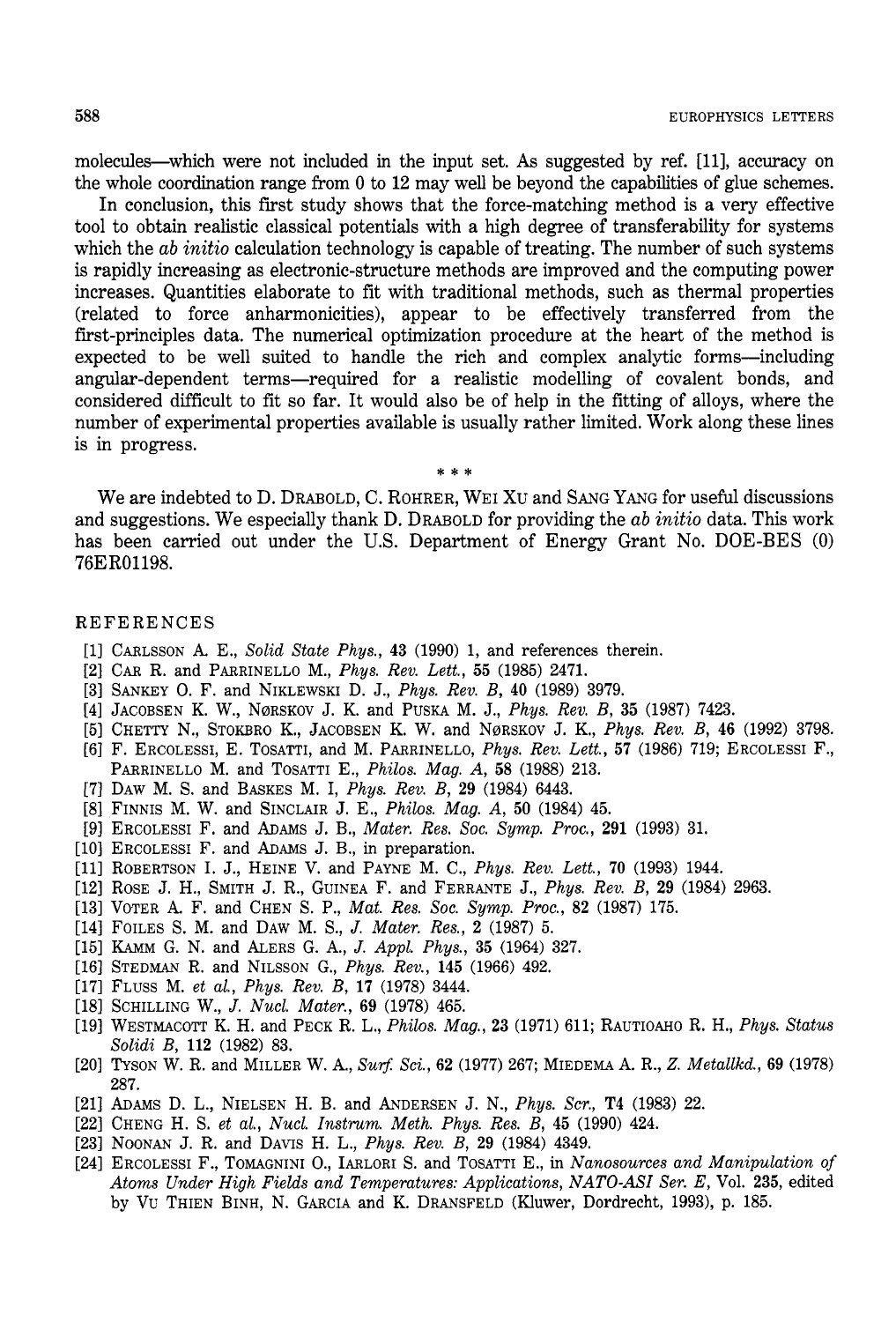molecules—which were not included in the input set. As suggested by ref. [11], accuracy on the whole coordination range from 0 to 12 may well be beyond the capabilities of glue schemes.

In conclusion, this first study shows that the force-matching method is a very effective tool to obtain realistic classical potentials with a high degree of transferability for systems which the *ab initio* calculation technology is capable of treating. The number of such systems is rapidly increasing as electronic-structure methods are improved and the computing power increases. Quantities elaborate to fit with traditional methods, such as thermal properties (related to force anharmonicities), appear to be effectively transferred from the first-principles data. The numerical optimization procedure at the heart of the method is expected to be well suited to handle the rich and complex analytic forms—including angular-dependent terms—required for a realistic modelling of covalent bonds, and considered difficult to fit so far. It would also be of help in the fitting of alloys, where the number of experimental properties available is usually rather limited. Work along these lines is in progress.

\* \* \*

We are indebted to D. DRABOLD, C. ROHRER, WEI XU and SANG YANG for useful discussions and suggestions. We especially thank D. DRABOLD for providing the *ab initio* data. This work has been carried out under the U.S. Department of Energy Grant No. DOE-BES (0) 76ER01198.

## REFERENCES

[1] CARLSSON A. E., *Solid State Phys.*, **43** (1990) 1, and references therein.
[2] CAR R. and PARRINELLO M., *Phys. Rev. Lett.*, **55** (1985) 2471.
[3] SANKEY O. F. and NIKLEWSKI D. J., *Phys. Rev. B*, 40 (1989) 3979.
[4] JACOBSEN K. W., NØRSKOV J. K. and PUSKA M. J., *Phys. Rev. B*, **35** (1987) 7423.
[5] CHETTY N., STOKBRO K., JACOBSEN K. W. and NØRSKOV J. K., *Phys. Rev. B*, **46** (1992) 3798.
[6] F. ERCOLESSI, E. TOSATTI, and M. PARRINELLO, *Phys. Rev. Lett.*, **57** (1986) 719; ERCOLESSI F., PARRINELLO M. and TOSATTI E., *Philos. Mag. A*, **58** (1988) 213.
[7] DAW M. S. and BASKES M. I, *Phys. Rev. B*, **29** (1984) 6443.
[8] FINNIS M. W. and SINCLAIR J. E., *Philos. Mag. A*, **50** (1984) 45.
[9] ERCOLESSI F. and ADAMS J. B., *Mater. Res. Soc. Symp. Proc.*, **291** (1993) 31.
[10] ERCOLESSI F. and ADAMS J. B., in preparation.
[11] ROBERTSON I. J., HEINE V. and PAYNE M. C., *Phys. Rev. Lett.*, **70** (1993) 1944.
[12] ROSE J. H., SMITH J. R., GUINEA F. and FERRANTE J., *Phys. Rev. B*, **29** (1984) 2963.
[13] VOTER A. F. and CHEN S. P., *Mat. Res. Soc. Symp. Proc.*, **82** (1987) 175.
[14] FOILES S. M. and DAW M. S., *J. Mater. Res.*, **2** (1987) 5.
[15] KAMM G. N. and ALERS G. A., *J. Appl. Phys.*, **35** (1964) 327.
[16] STEDMAN R. and NILSSON G., *Phys. Rev.*, **145** (1966) 492.
[17] FLUSS M. *et al.*, *Phys. Rev. B*, **17** (1978) 3444.
[18] SCHILLING W., *J. Nucl. Mater.*, **69** (1978) 465.
[19] WESTMACOTT K. H. and PECK R. L., *Philos. Mag.*, **23** (1971) 611; RAUTIOAHO R. H., *Phys. Status Solidi B*, **112** (1982) 83.
[20] TYSON W. R. and MILLER W. A., *Surf. Sci.*, **62** (1977) 267; MIEDEMA A. R., *Z. Metallkd.*, **69** (1978) 287.
[21] ADAMS D. L., NIELSEN H. B. and ANDERSEN J. N., *Phys. Scr.*, **T4** (1983) 22.
[22] CHENG H. S. *et al.*, *Nucl. Instrum. Meth. Phys. Res. B*, **45** (1990) 424.
[23] NOONAN J. R. and DAVIS H. L., *Phys. Rev. B*, **29** (1984) 4349.
[24] ERCOLESSI F., TOMAGNINI O., IARLORI S. and TOSATTI E., in *Nanosources and Manipulation of Atoms Under High Fields and Temperatures: Applications*, *NATO-ASI Ser. E*, Vol. **235**, edited by VU THIEN BINH, N. GARCIA and K. DRANSFELD (Kluwer, Dordrecht, 1993), p. 185.